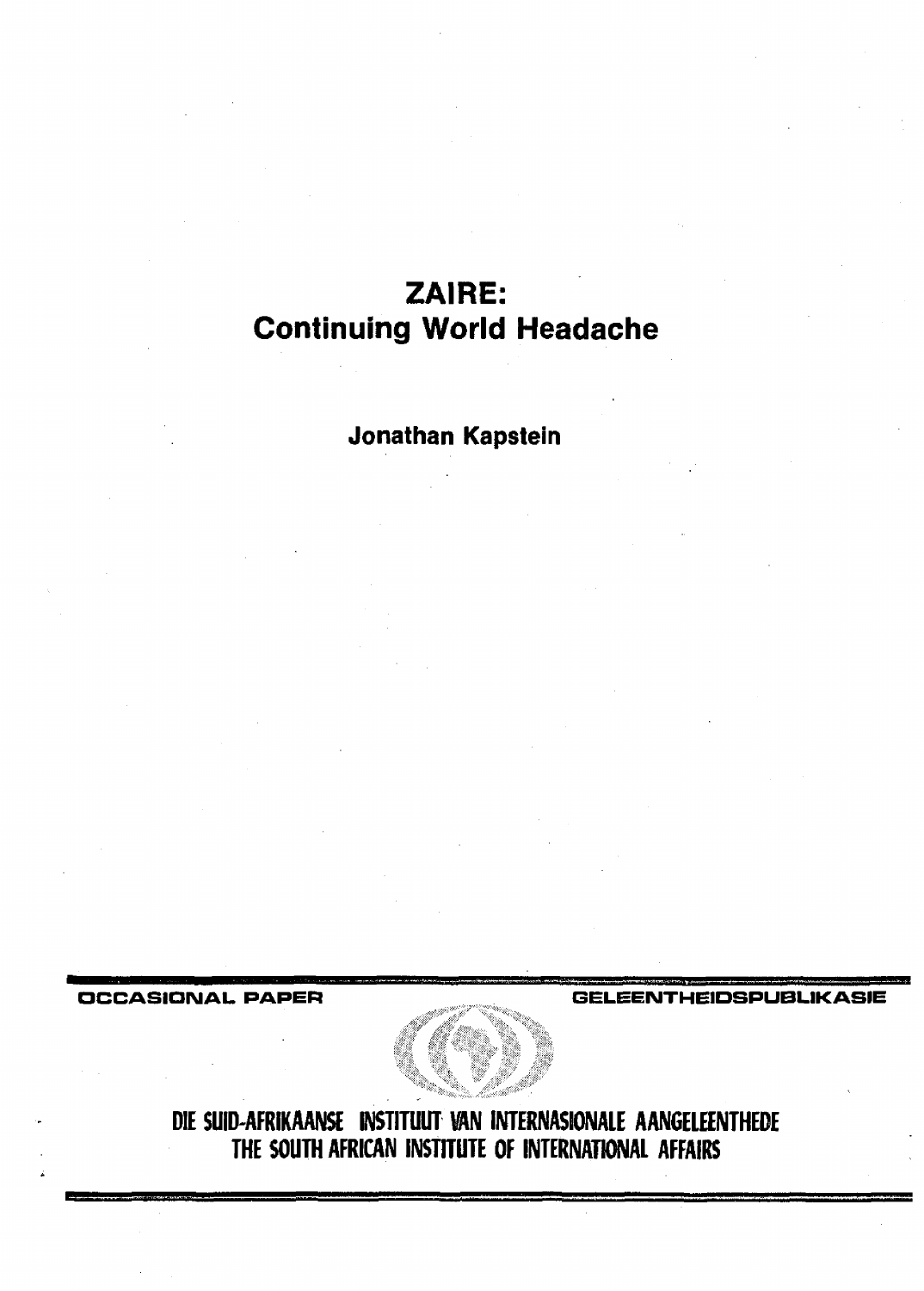# ZAIRE:
# Continuing World Headache

**Jonathan Kapstein**

OCCASIONAL PAPER

GELEENTHEIDSPUBLIKASIE

DIE SUID-AFRIKAANSE INSTITUUT VAN INTERNASIONALE AANGELEENTHEDE

THE SOUTH AFRICAN INSTITUTE OF INTERNATIONAL AFFAIRS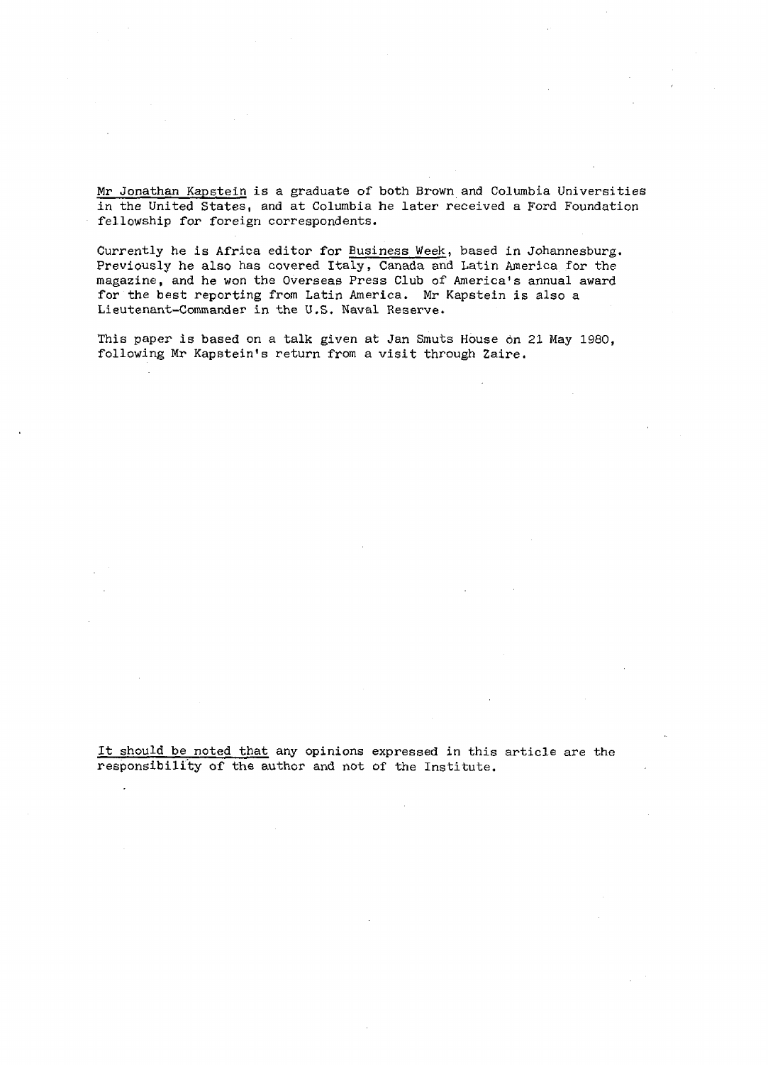Mr Jonathan Kapstein is a graduate of both Brown and Columbia Universities in the United States, and at Columbia he later received a Ford Foundation fellowship for foreign correspondents.

Currently he is Africa editor for Business Week, based in Johannesburg. Previously he also has covered Italy, Canada and Latin America for the magazine, and he won the Overseas Press Club of America's annual award for the best reporting from Latin America. Mr Kapstein is also a Lieutenant-Commander in the U.S. Naval Reserve.

This paper is based on a talk given at Jan Smuts House on 21 May 1980, following Mr Kapstein's return from a visit through Zaire.

It should be noted that any opinions expressed in this article are the responsibility of the author and not of the Institute.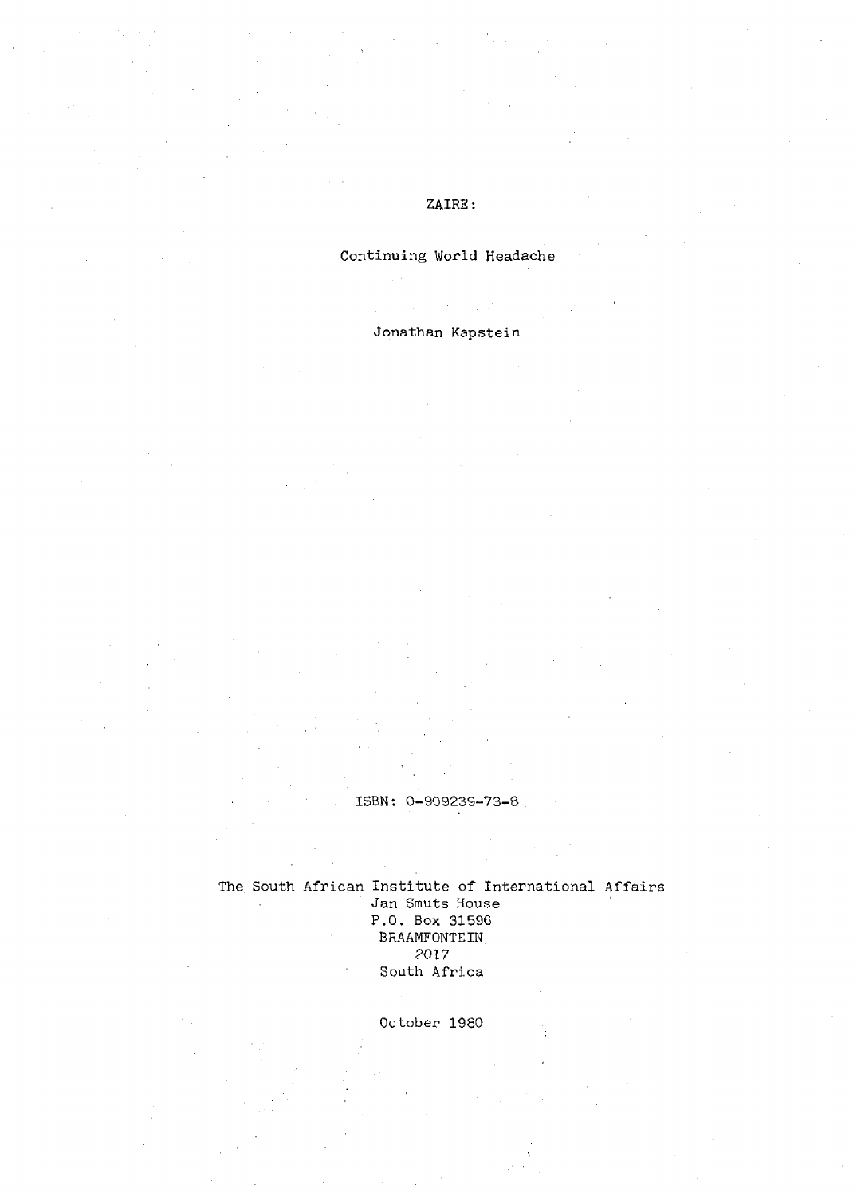# ZAIRE:

## Continuing World Headache

Jonathan Kapstein

ISBN: 0-909239-73-8

The South African Institute of International Affairs
Jan Smuts House
P.O. Box 31596
BRAAMFONTEIN
2017
South Africa

October 1980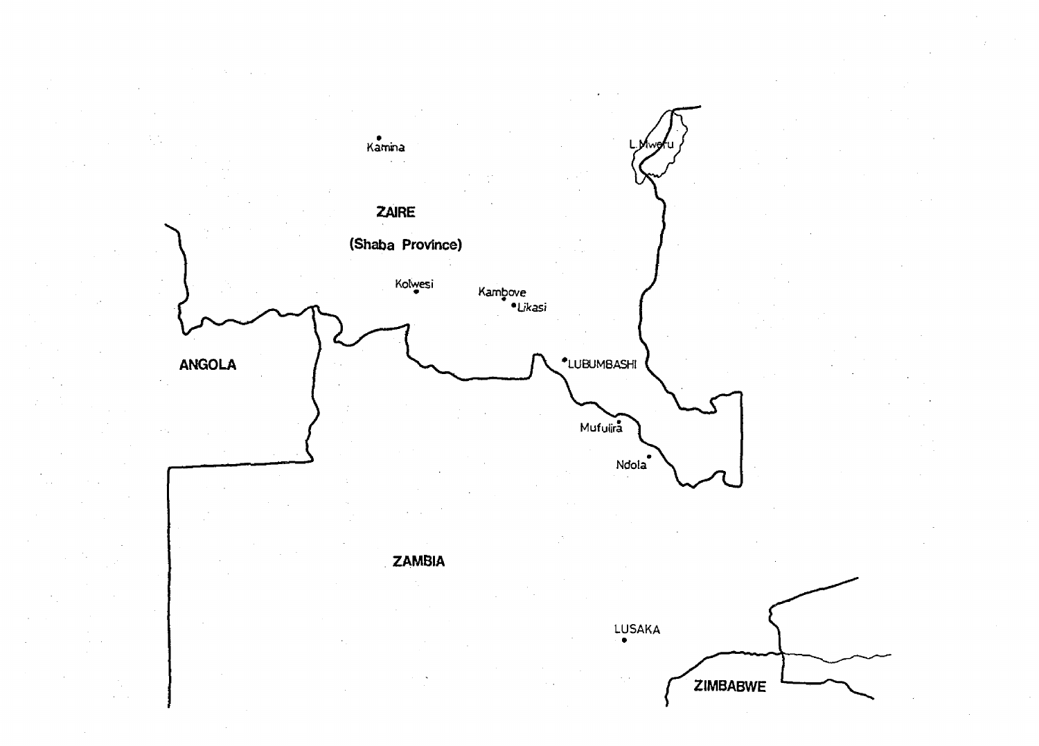Kamina

L.Mweru

ZAIRE

(Shaba Province)

Kolwesi

Kambove

Likasi

ANGOLA

LUBUMBASHI

Mufulira

Ndola

ZAMBIA

LUSAKA

ZIMBABWE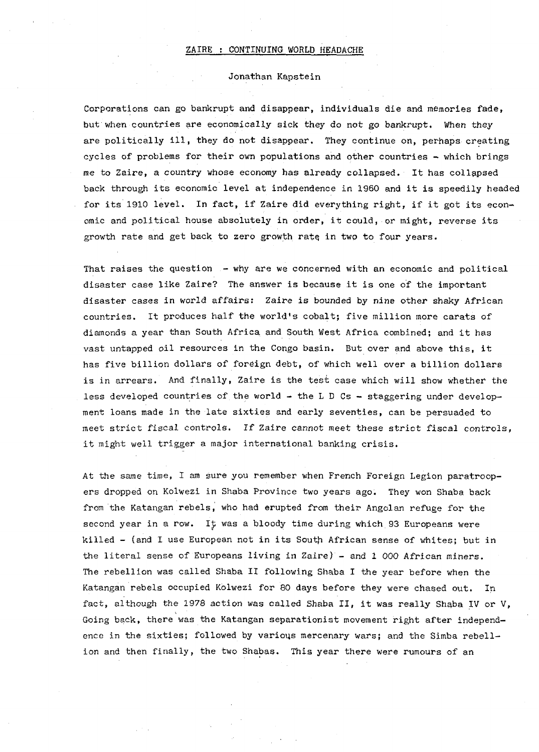# ZAIRE : CONTINUING WORLD HEADACHE

Jonathan Kapstein

Corporations can go bankrupt and disappear, individuals die and memories fade, but when countries are economically sick they do not go bankrupt. When they are politically ill, they do not disappear. They continue on, perhaps creating cycles of problems for their own populations and other countries - which brings me to Zaire, a country whose economy has already collapsed. It has collapsed back through its economic level at independence in 1960 and it is speedily headed for its 1910 level. In fact, if Zaire did everything right, if it got its economic and political house absolutely in order, it could, or might, reverse its growth rate and get back to zero growth rate in two to four years.

That raises the question - why are we concerned with an economic and political disaster case like Zaire? The answer is because it is one of the important disaster cases in world affairs: Zaire is bounded by nine other shaky African countries. It produces half the world's cobalt; five million more carats of diamonds a year than South Africa and South West Africa combined; and it has vast untapped oil resources in the Congo basin. But over and above this, it has five billion dollars of foreign debt, of which well over a billion dollars is in arrears. And finally, Zaire is the test case which will show whether the less developed countries of the world - the L D Cs - staggering under development loans made in the late sixties and early seventies, can be persuaded to meet strict fiscal controls. If Zaire cannot meet these strict fiscal controls, it might well trigger a major international banking crisis.

At the same time, I am sure you remember when French Foreign Legion paratroopers dropped on Kolwezi in Shaba Province two years ago. They won Shaba back from the Katangan rebels, who had erupted from their Angolan refuge for the second year in a row. It was a bloody time during which 93 Europeans were killed - (and I use European not in its South African sense of whites; but in the literal sense of Europeans living in Zaire) - and 1 000 African miners. The rebellion was called Shaba II following Shaba I the year before when the Katangan rebels occupied Kolwezi for 80 days before they were chased out. In fact, although the 1978 action was called Shaba II, it was really Shaba IV or V, Going back, there was the Katangan separationist movement right after independence in the sixties; followed by various mercenary wars; and the Simba rebellion and then finally, the two Shabas. This year there were rumours of an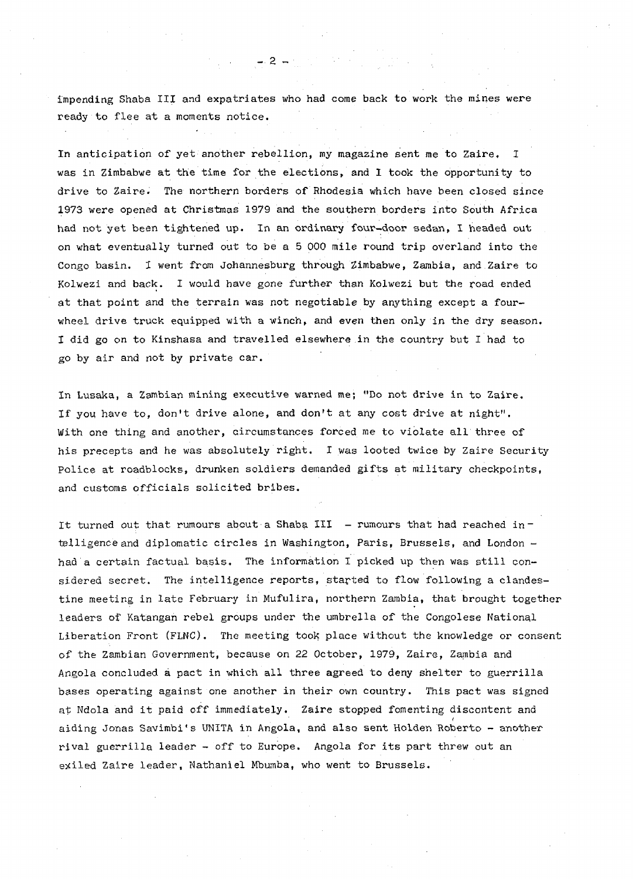impending Shaba III and expatriates who had come back to work the mines were ready to flee at a moments notice.

In anticipation of yet another rebellion, my magazine sent me to Zaire. I was in Zimbabwe at the time for the elections, and I took the opportunity to drive to Zaire. The northern borders of Rhodesia which have been closed since 1973 were opened at Christmas 1979 and the southern borders into South Africa had not yet been tightened up. In an ordinary four-door sedan, I headed out on what eventually turned out to be a 5 000 mile round trip overland into the Congo basin. I went from Johannesburg through Zimbabwe, Zambia, and Zaire to Kolwezi and back. I would have gone further than Kolwezi but the road ended at that point and the terrain was not negotiable by anything except a four-wheel drive truck equipped with a winch, and even then only in the dry season. I did go on to Kinshasa and travelled elsewhere in the country but I had to go by air and not by private car.

In Lusaka, a Zambian mining executive warned me; "Do not drive in to Zaire. If you have to, don't drive alone, and don't at any cost drive at night". With one thing and another, circumstances forced me to violate all three of his precepts and he was absolutely right. I was looted twice by Zaire Security Police at roadblocks, drunken soldiers demanded gifts at military checkpoints, and customs officials solicited bribes.

It turned out that rumours about a Shaba III - rumours that had reached intelligence and diplomatic circles in Washington, Paris, Brussels, and London - had a certain factual basis. The information I picked up then was still considered secret. The intelligence reports, started to flow following a clandestine meeting in late February in Mufulira, northern Zambia, that brought together leaders of Katangan rebel groups under the umbrella of the Congolese National Liberation Front (FLNC). The meeting took place without the knowledge or consent of the Zambian Government, because on 22 October, 1979, Zaire, Zambia and Angola concluded a pact in which all three agreed to deny shelter to guerrilla bases operating against one another in their own country. This pact was signed at Ndola and it paid off immediately. Zaire stopped fomenting discontent and aiding Jonas Savimbi's UNITA in Angola, and also sent Holden Roberto - another rival guerrilla leader - off to Europe. Angola for its part threw out an exiled Zaire leader, Nathaniel Mbumba, who went to Brussels.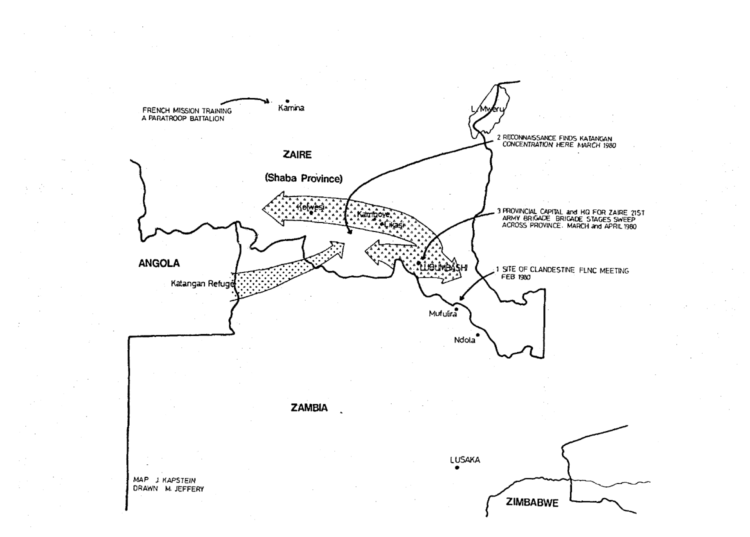FRENCH MISSION TRAINING
A PARATROOP BATTALION

Kamina

L. Mweru

ZAIRE

(Shaba Province)

2 RECONNAISSANCE FINDS KATANGAN
CONCENTRATION HERE MARCH 1980

Kolwesi

Kambove

Likasi

3 PROVINCIAL CAPITAL and HQ FOR ZAIRE 21ST
ARMY BRIGADE. BRIGADE STAGES SWEEP
ACROSS PROVINCE. MARCH and APRIL 1980

ANGOLA

Katangan Refuge

LUBUMBASHI

1 SITE OF CLANDESTINE FLNC MEETING
FEB 1980

Mufulira

Ndola

ZAMBIA

LUSAKA

ZIMBABWE

MAP J. KAPSTEIN
DRAWN M. JEFFERY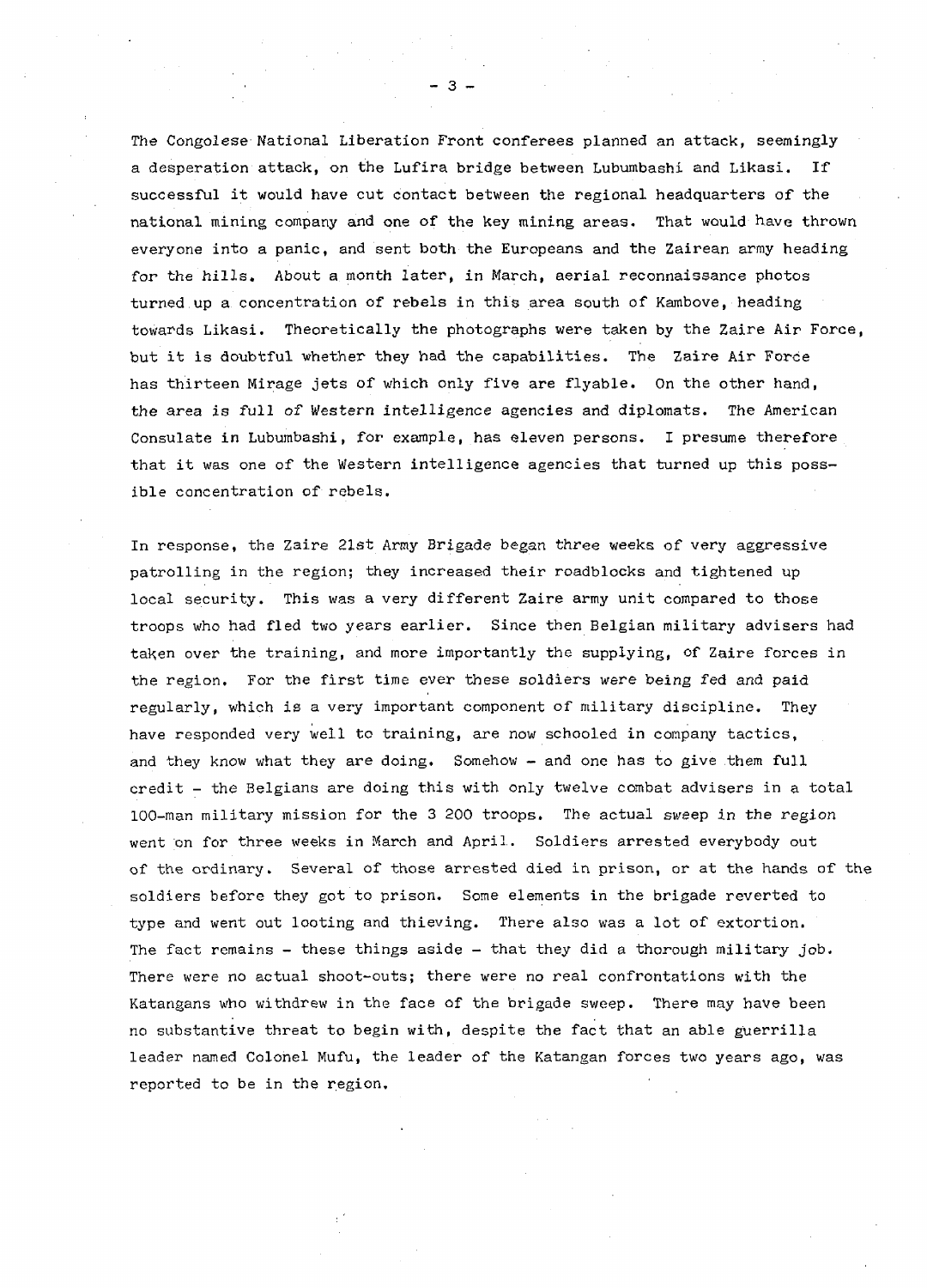The Congolese National Liberation Front conferees planned an attack, seemingly a desperation attack, on the Lufira bridge between Lubumbashi and Likasi. If successful it would have cut contact between the regional headquarters of the national mining company and one of the key mining areas. That would have thrown everyone into a panic, and sent both the Europeans and the Zairean army heading for the hills. About a month later, in March, aerial reconnaissance photos turned up a concentration of rebels in this area south of Kambove, heading towards Likasi. Theoretically the photographs were taken by the Zaire Air Force, but it is doubtful whether they had the capabilities. The Zaire Air Force has thirteen Mirage jets of which only five are flyable. On the other hand, the area is full of Western intelligence agencies and diplomats. The American Consulate in Lubumbashi, for example, has eleven persons. I presume therefore that it was one of the Western intelligence agencies that turned up this possible concentration of rebels.

In response, the Zaire 21st Army Brigade began three weeks of very aggressive patrolling in the region; they increased their roadblocks and tightened up local security. This was a very different Zaire army unit compared to those troops who had fled two years earlier. Since then Belgian military advisers had taken over the training, and more importantly the supplying, of Zaire forces in the region. For the first time ever these soldiers were being fed and paid regularly, which is a very important component of military discipline. They have responded very well to training, are now schooled in company tactics, and they know what they are doing. Somehow - and one has to give them full credit - the Belgians are doing this with only twelve combat advisers in a total 100-man military mission for the 3 200 troops. The actual sweep in the region went on for three weeks in March and April. Soldiers arrested everybody out of the ordinary. Several of those arrested died in prison, or at the hands of the soldiers before they got to prison. Some elements in the brigade reverted to type and went out looting and thieving. There also was a lot of extortion. The fact remains - these things aside - that they did a thorough military job. There were no actual shoot-outs; there were no real confrontations with the Katangans who withdrew in the face of the brigade sweep. There may have been no substantive threat to begin with, despite the fact that an able guerrilla leader named Colonel Mufu, the leader of the Katangan forces two years ago, was reported to be in the region.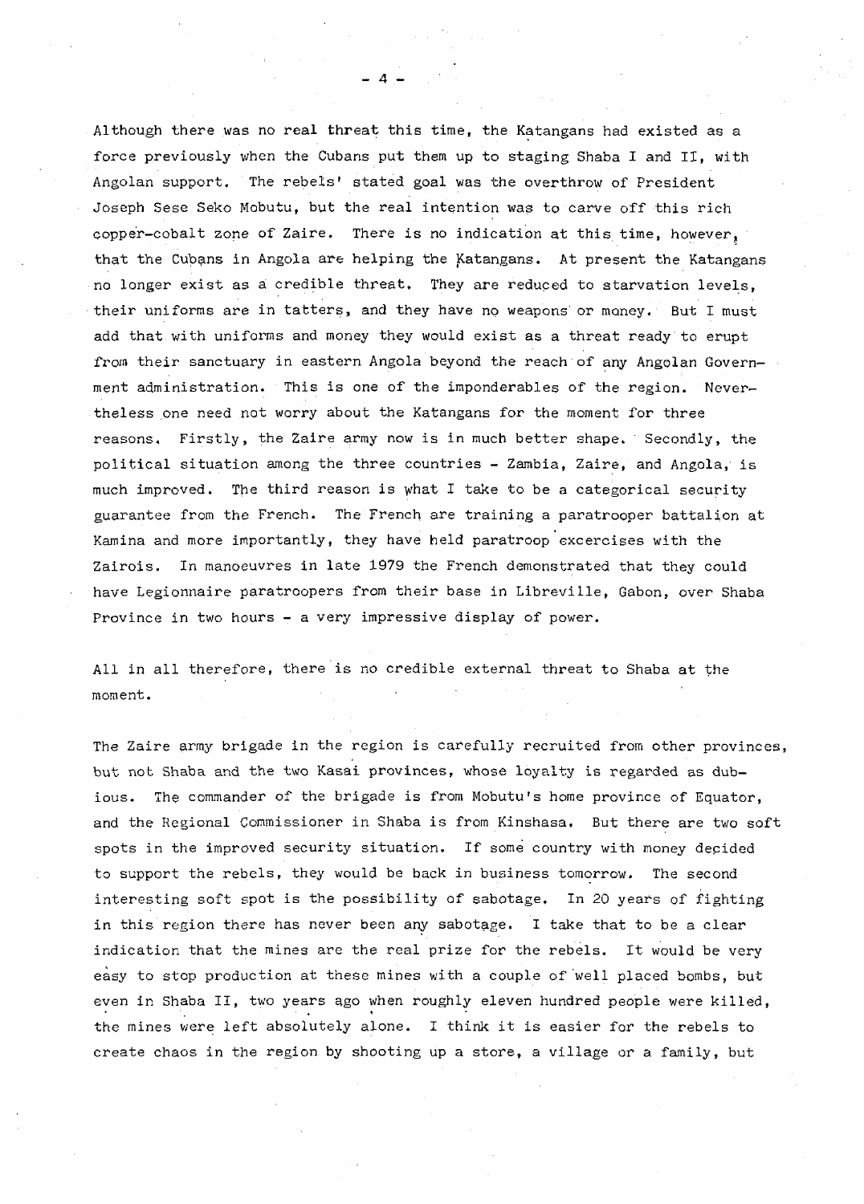Although there was no real threat this time, the Katangans had existed as a force previously when the Cubans put them up to staging Shaba I and II, with Angolan support. The rebels' stated goal was the overthrow of President Joseph Sese Seko Mobutu, but the real intention was to carve off this rich copper-cobalt zone of Zaire. There is no indication at this time, however, that the Cubans in Angola are helping the Katangans. At present the Katangans no longer exist as a credible threat. They are reduced to starvation levels, their uniforms are in tatters, and they have no weapons or money. But I must add that with uniforms and money they would exist as a threat ready to erupt from their sanctuary in eastern Angola beyond the reach of any Angolan Government administration. This is one of the imponderables of the region. Nevertheless one need not worry about the Katangans for the moment for three reasons. Firstly, the Zaire army now is in much better shape. Secondly, the political situation among the three countries - Zambia, Zaire, and Angola, is much improved. The third reason is what I take to be a categorical security guarantee from the French. The French are training a paratrooper battalion at Kamina and more importantly, they have held paratroop excercises with the Zairois. In manoeuvres in late 1979 the French demonstrated that they could have Legionnaire paratroopers from their base in Libreville, Gabon, over Shaba Province in two hours - a very impressive display of power.

All in all therefore, there is no credible external threat to Shaba at the moment.

The Zaire army brigade in the region is carefully recruited from other provinces, but not Shaba and the two Kasai provinces, whose loyalty is regarded as dubious. The commander of the brigade is from Mobutu's home province of Equator, and the Regional Commissioner in Shaba is from Kinshasa. But there are two soft spots in the improved security situation. If some country with money decided to support the rebels, they would be back in business tomorrow. The second interesting soft spot is the possibility of sabotage. In 20 years of fighting in this region there has never been any sabotage. I take that to be a clear indication that the mines are the real prize for the rebels. It would be very easy to stop production at these mines with a couple of well placed bombs, but even in Shaba II, two years ago when roughly eleven hundred people were killed, the mines were left absolutely alone. I think it is easier for the rebels to create chaos in the region by shooting up a store, a village or a family, but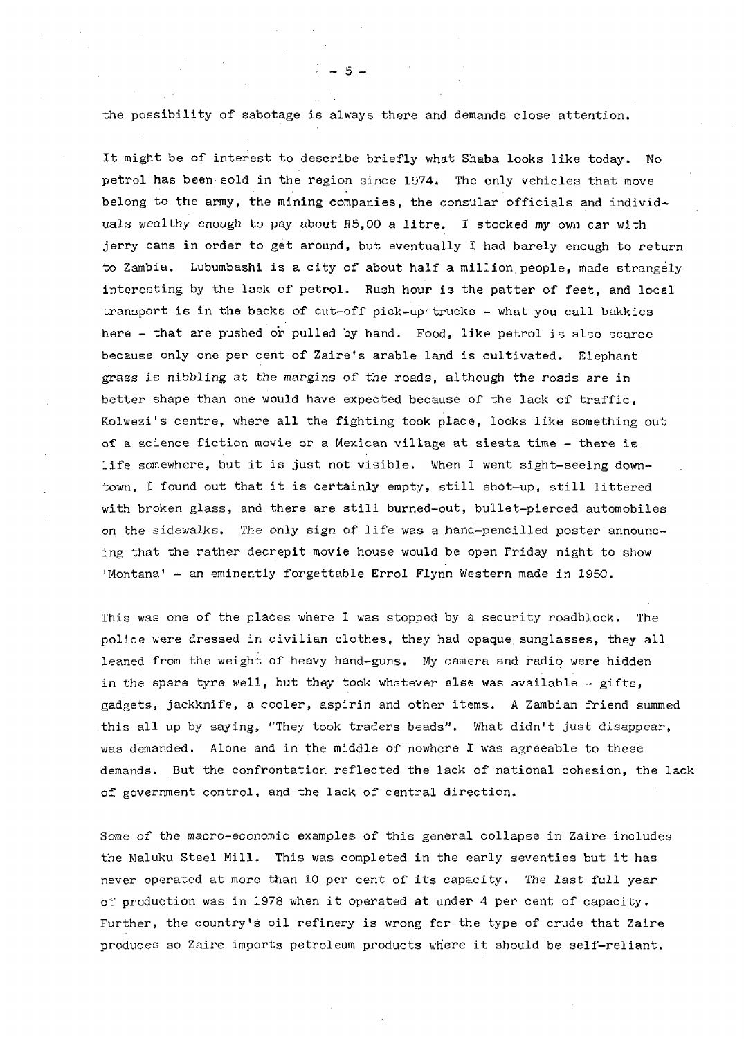the possibility of sabotage is always there and demands close attention.

It might be of interest to describe briefly what Shaba looks like today. No petrol has been sold in the region since 1974. The only vehicles that move belong to the army, the mining companies, the consular officials and individuals wealthy enough to pay about R5,00 a litre. I stocked my own car with jerry cans in order to get around, but eventually I had barely enough to return to Zambia. Lubumbashi is a city of about half a million people, made strangely interesting by the lack of petrol. Rush hour is the patter of feet, and local transport is in the backs of cut-off pick-up trucks - what you call bakkies here - that are pushed or pulled by hand. Food, like petrol is also scarce because only one per cent of Zaire's arable land is cultivated. Elephant grass is nibbling at the margins of the roads, although the roads are in better shape than one would have expected because of the lack of traffic. Kolwezi's centre, where all the fighting took place, looks like something out of a science fiction movie or a Mexican village at siesta time - there is life somewhere, but it is just not visible. When I went sight-seeing downtown, I found out that it is certainly empty, still shot-up, still littered with broken glass, and there are still burned-out, bullet-pierced automobiles on the sidewalks. The only sign of life was a hand-pencilled poster announcing that the rather decrepit movie house would be open Friday night to show 'Montana' - an eminently forgettable Errol Flynn Western made in 1950.

This was one of the places where I was stopped by a security roadblock. The police were dressed in civilian clothes, they had opaque sunglasses, they all leaned from the weight of heavy hand-guns. My camera and radio were hidden in the spare tyre well, but they took whatever else was available - gifts, gadgets, jackknife, a cooler, aspirin and other items. A Zambian friend summed this all up by saying, "They took traders beads". What didn't just disappear, was demanded. Alone and in the middle of nowhere I was agreeable to these demands. But the confrontation reflected the lack of national cohesion, the lack of government control, and the lack of central direction.

Some of the macro-economic examples of this general collapse in Zaire includes the Maluku Steel Mill. This was completed in the early seventies but it has never operated at more than 10 per cent of its capacity. The last full year of production was in 1978 when it operated at under 4 per cent of capacity. Further, the country's oil refinery is wrong for the type of crude that Zaire produces so Zaire imports petroleum products where it should be self-reliant.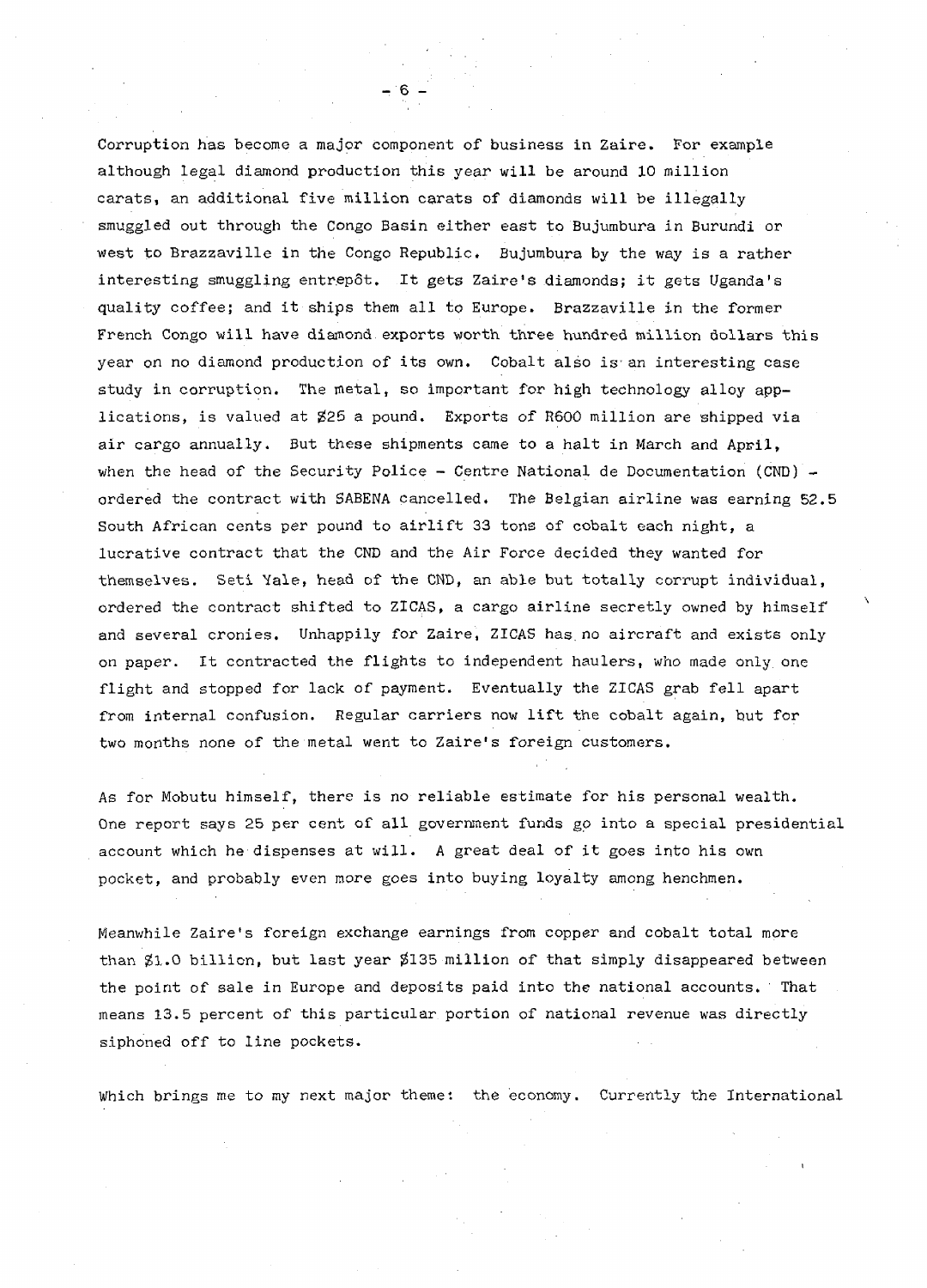Corruption has become a major component of business in Zaire. For example although legal diamond production this year will be around 10 million carats, an additional five million carats of diamonds will be illegally smuggled out through the Congo Basin either east to Bujumbura in Burundi or west to Brazzaville in the Congo Republic. Bujumbura by the way is a rather interesting smuggling entrepôt. It gets Zaire's diamonds; it gets Uganda's quality coffee; and it ships them all to Europe. Brazzaville in the former French Congo will have diamond exports worth three hundred million dollars this year on no diamond production of its own. Cobalt also is an interesting case study in corruption. The metal, so important for high technology alloy applications, is valued at $25 a pound. Exports of R600 million are shipped via air cargo annually. But these shipments came to a halt in March and April, when the head of the Security Police - Centre National de Documentation (CND) - ordered the contract with SABENA cancelled. The Belgian airline was earning 52.5 South African cents per pound to airlift 33 tons of cobalt each night, a lucrative contract that the CND and the Air Force decided they wanted for themselves. Seti Yale, head of the CND, an able but totally corrupt individual, ordered the contract shifted to ZICAS, a cargo airline secretly owned by himself and several cronies. Unhappily for Zaire, ZICAS has no aircraft and exists only on paper. It contracted the flights to independent haulers, who made only one flight and stopped for lack of payment. Eventually the ZICAS grab fell apart from internal confusion. Regular carriers now lift the cobalt again, but for two months none of the metal went to Zaire's foreign customers.

As for Mobutu himself, there is no reliable estimate for his personal wealth. One report says 25 per cent of all government funds go into a special presidential account which he dispenses at will. A great deal of it goes into his own pocket, and probably even more goes into buying loyalty among henchmen.

Meanwhile Zaire's foreign exchange earnings from copper and cobalt total more than $1.0 billion, but last year $135 million of that simply disappeared between the point of sale in Europe and deposits paid into the national accounts. That means 13.5 percent of this particular portion of national revenue was directly siphoned off to line pockets.

Which brings me to my next major theme: the economy. Currently the International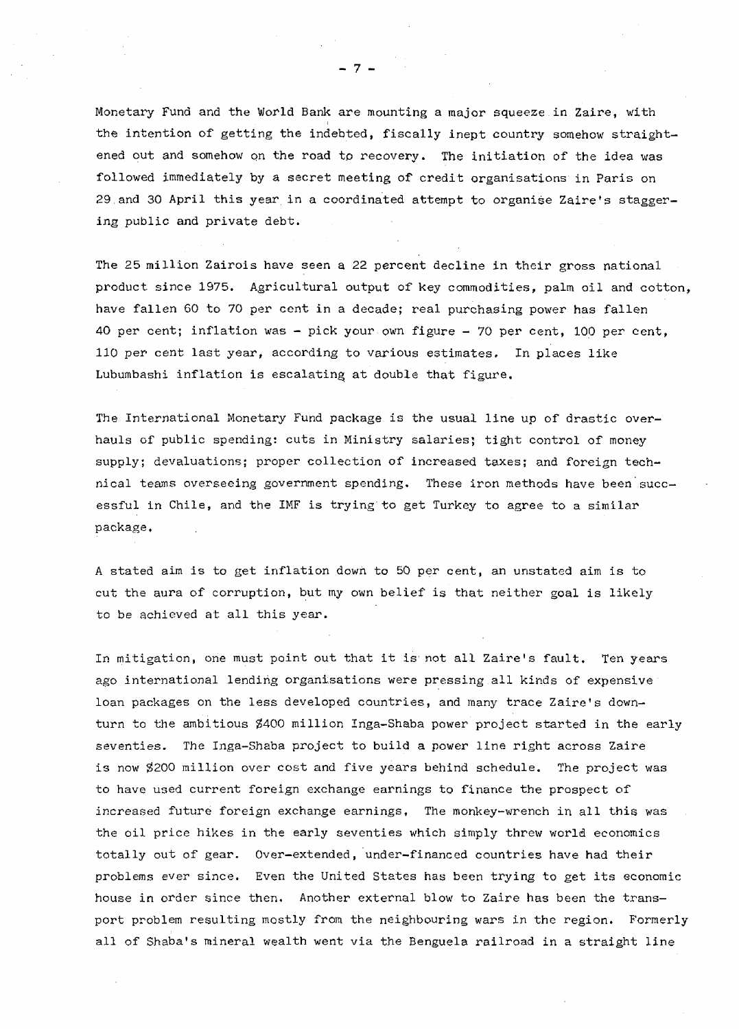Monetary Fund and the World Bank are mounting a major squeeze in Zaire, with the intention of getting the indebted, fiscally inept country somehow straightened out and somehow on the road to recovery. The initiation of the idea was followed immediately by a secret meeting of credit organisations in Paris on 29 and 30 April this year in a coordinated attempt to organise Zaire's staggering public and private debt.

The 25 million Zairois have seen a 22 percent decline in their gross national product since 1975. Agricultural output of key commodities, palm oil and cotton, have fallen 60 to 70 per cent in a decade; real purchasing power has fallen 40 per cent; inflation was - pick your own figure - 70 per cent, 100 per cent, 110 per cent last year, according to various estimates. In places like Lubumbashi inflation is escalating at double that figure.

The International Monetary Fund package is the usual line up of drastic overhauls of public spending: cuts in Ministry salaries; tight control of money supply; devaluations; proper collection of increased taxes; and foreign technical teams overseeing government spending. These iron methods have been successful in Chile, and the IMF is trying to get Turkey to agree to a similar package.

A stated aim is to get inflation down to 50 per cent, an unstated aim is to cut the aura of corruption, but my own belief is that neither goal is likely to be achieved at all this year.

In mitigation, one must point out that it is not all Zaire's fault. Ten years ago international lending organisations were pressing all kinds of expensive loan packages on the less developed countries, and many trace Zaire's downturn to the ambitious $400 million Inga-Shaba power project started in the early seventies. The Inga-Shaba project to build a power line right across Zaire is now $200 million over cost and five years behind schedule. The project was to have used current foreign exchange earnings to finance the prospect of increased future foreign exchange earnings. The monkey-wrench in all this was the oil price hikes in the early seventies which simply threw world economics totally out of gear. Over-extended, under-financed countries have had their problems ever since. Even the United States has been trying to get its economic house in order since then. Another external blow to Zaire has been the transport problem resulting mostly from the neighbouring wars in the region. Formerly all of Shaba's mineral wealth went via the Benguela railroad in a straight line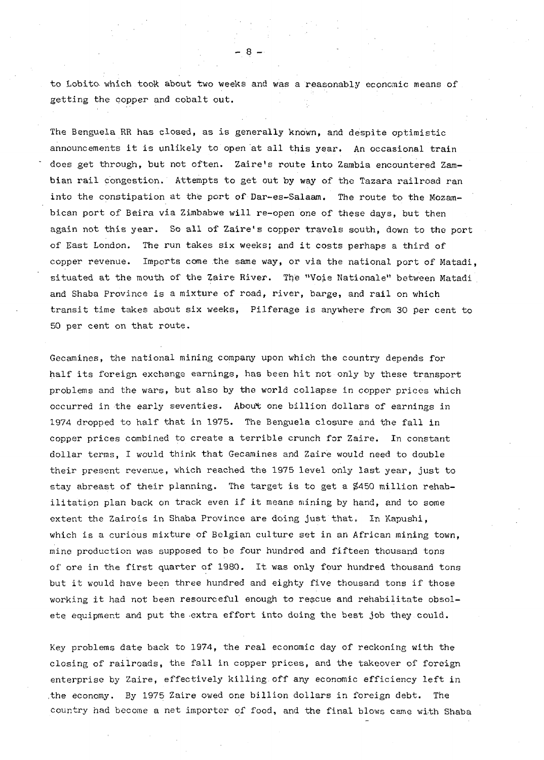to Lobito which took about two weeks and was a reasonably economic means of getting the copper and cobalt out.

The Benguela RR has closed, as is generally known, and despite optimistic announcements it is unlikely to open at all this year. An occasional train does get through, but not often. Zaire's route into Zambia encountered Zambian rail congestion. Attempts to get out by way of the Tazara railroad ran into the constipation at the port of Dar-es-Salaam. The route to the Mozambican port of Beira via Zimbabwe will re-open one of these days, but then again not this year. So all of Zaire's copper travels south, down to the port of East London. The run takes six weeks; and it costs perhaps a third of copper revenue. Imports come the same way, or via the national port of Matadi, situated at the mouth of the Zaire River. The "Voie Nationale" between Matadi and Shaba Province is a mixture of road, river, barge, and rail on which transit time takes about six weeks, Pilferage is anywhere from 30 per cent to 50 per cent on that route.

Gecamines, the national mining company upon which the country depends for half its foreign exchange earnings, has been hit not only by these transport problems and the wars, but also by the world collapse in copper prices which occurred in the early seventies. About one billion dollars of earnings in 1974 dropped to half that in 1975. The Benguela closure and the fall in copper prices combined to create a terrible crunch for Zaire. In constant dollar terms, I would think that Gecamines and Zaire would need to double their present revenue, which reached the 1975 level only last year, just to stay abreast of their planning. The target is to get a $450 million rehabilitation plan back on track even if it means mining by hand, and to some extent the Zairois in Shaba Province are doing just that. In Kapushi, which is a curious mixture of Belgian culture set in an African mining town, mine production was supposed to be four hundred and fifteen thousand tons of ore in the first quarter of 1980. It was only four hundred thousand tons but it would have been three hundred and eighty five thousand tons if those working it had not been resourceful enough to rescue and rehabilitate obsolete equipment and put the extra effort into doing the best job they could.

Key problems date back to 1974, the real economic day of reckoning with the closing of railroads, the fall in copper prices, and the takeover of foreign enterprise by Zaire, effectively killing off any economic efficiency left in the economy. By 1975 Zaire owed one billion dollars in foreign debt. The country had become a net importer of food, and the final blows came with Shaba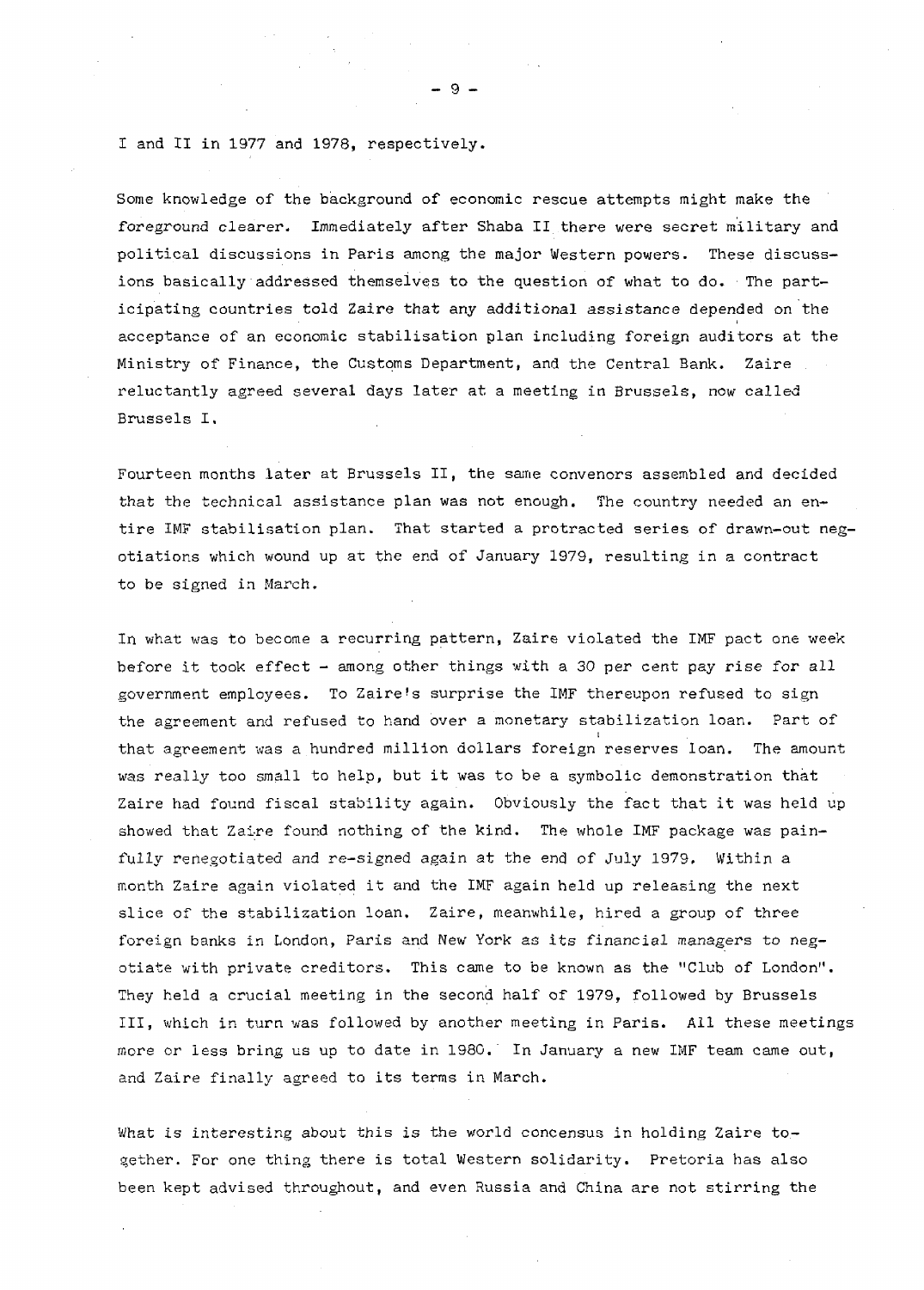I and II in 1977 and 1978, respectively.

Some knowledge of the background of economic rescue attempts might make the foreground clearer. Immediately after Shaba II there were secret military and political discussions in Paris among the major Western powers. These discussions basically addressed themselves to the question of what to do. The participating countries told Zaire that any additional assistance depended on the acceptance of an economic stabilisation plan including foreign auditors at the Ministry of Finance, the Customs Department, and the Central Bank. Zaire reluctantly agreed several days later at a meeting in Brussels, now called Brussels I.

Fourteen months later at Brussels II, the same convenors assembled and decided that the technical assistance plan was not enough. The country needed an entire IMF stabilisation plan. That started a protracted series of drawn-out negotiations which wound up at the end of January 1979, resulting in a contract to be signed in March.

In what was to become a recurring pattern, Zaire violated the IMF pact one week before it took effect - among other things with a 30 per cent pay rise for all government employees. To Zaire's surprise the IMF thereupon refused to sign the agreement and refused to hand over a monetary stabilization loan. Part of that agreement was a hundred million dollars foreign reserves loan. The amount was really too small to help, but it was to be a symbolic demonstration that Zaire had found fiscal stability again. Obviously the fact that it was held up showed that Zaire found nothing of the kind. The whole IMF package was painfully renegotiated and re-signed again at the end of July 1979. Within a month Zaire again violated it and the IMF again held up releasing the next slice of the stabilization loan. Zaire, meanwhile, hired a group of three foreign banks in London, Paris and New York as its financial managers to negotiate with private creditors. This came to be known as the "Club of London". They held a crucial meeting in the second half of 1979, followed by Brussels III, which in turn was followed by another meeting in Paris. All these meetings more or less bring us up to date in 1980. In January a new IMF team came out, and Zaire finally agreed to its terms in March.

What is interesting about this is the world concensus in holding Zaire together. For one thing there is total Western solidarity. Pretoria has also been kept advised throughout, and even Russia and China are not stirring the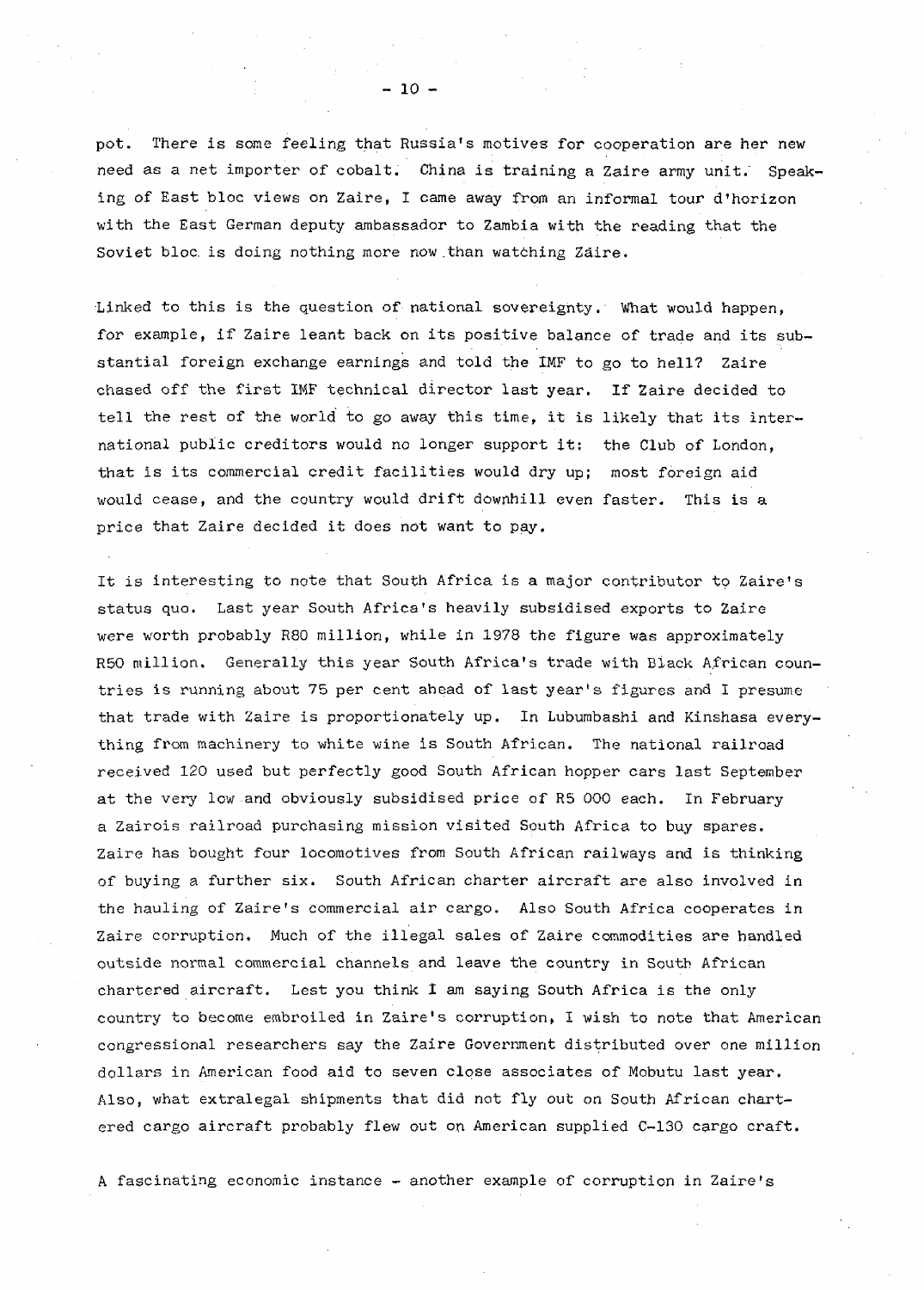pot. There is some feeling that Russia's motives for cooperation are her new need as a net importer of cobalt. China is training a Zaire army unit. Speaking of East bloc views on Zaire, I came away from an informal tour d'horizon with the East German deputy ambassador to Zambia with the reading that the Soviet bloc is doing nothing more now than watching Zaire.

Linked to this is the question of national sovereignty. What would happen, for example, if Zaire leant back on its positive balance of trade and its substantial foreign exchange earnings and told the IMF to go to hell? Zaire chased off the first IMF technical director last year. If Zaire decided to tell the rest of the world to go away this time, it is likely that its international public creditors would no longer support it: the Club of London, that is its commercial credit facilities would dry up; most foreign aid would cease, and the country would drift downhill even faster. This is a price that Zaire decided it does not want to pay.

It is interesting to note that South Africa is a major contributor to Zaire's status quo. Last year South Africa's heavily subsidised exports to Zaire were worth probably R80 million, while in 1978 the figure was approximately R50 million. Generally this year South Africa's trade with Black African countries is running about 75 per cent ahead of last year's figures and I presume that trade with Zaire is proportionately up. In Lubumbashi and Kinshasa everything from machinery to white wine is South African. The national railroad received 120 used but perfectly good South African hopper cars last September at the very low and obviously subsidised price of R5 000 each. In February a Zairois railroad purchasing mission visited South Africa to buy spares. Zaire has bought four locomotives from South African railways and is thinking of buying a further six. South African charter aircraft are also involved in the hauling of Zaire's commercial air cargo. Also South Africa cooperates in Zaire corruption. Much of the illegal sales of Zaire commodities are handled outside normal commercial channels and leave the country in South African chartered aircraft. Lest you think I am saying South Africa is the only country to become embroiled in Zaire's corruption, I wish to note that American congressional researchers say the Zaire Government distributed over one million dollars in American food aid to seven close associates of Mobutu last year. Also, what extralegal shipments that did not fly out on South African chartered cargo aircraft probably flew out on American supplied C-130 cargo craft.

A fascinating economic instance - another example of corruption in Zaire's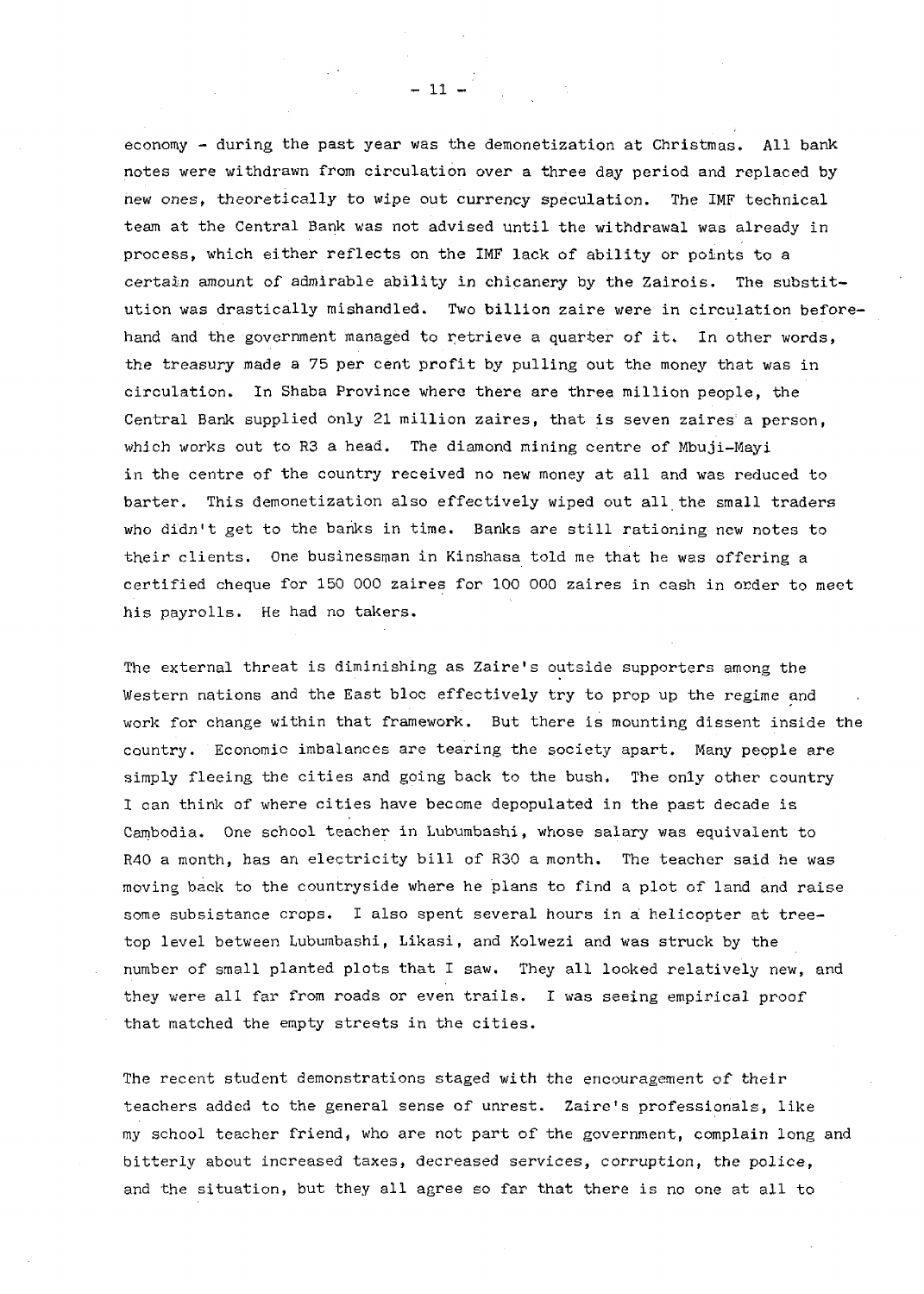economy - during the past year was the demonetization at Christmas. All bank notes were withdrawn from circulation over a three day period and replaced by new ones, theoretically to wipe out currency speculation. The IMF technical team at the Central Bank was not advised until the withdrawal was already in process, which either reflects on the IMF lack of ability or points to a certain amount of admirable ability in chicanery by the Zairois. The substitution was drastically mishandled. Two billion zaire were in circulation beforehand and the government managed to retrieve a quarter of it. In other words, the treasury made a 75 per cent profit by pulling out the money that was in circulation. In Shaba Province where there are three million people, the Central Bank supplied only 21 million zaires, that is seven zaires a person, which works out to R3 a head. The diamond mining centre of Mbuji-Mayi in the centre of the country received no new money at all and was reduced to barter. This demonetization also effectively wiped out all the small traders who didn't get to the banks in time. Banks are still rationing new notes to their clients. One businessman in Kinshasa told me that he was offering a certified cheque for 150 000 zaires for 100 000 zaires in cash in order to meet his payrolls. He had no takers.

The external threat is diminishing as Zaire's outside supporters among the Western nations and the East bloc effectively try to prop up the regime and work for change within that framework. But there is mounting dissent inside the country. Economic imbalances are tearing the society apart. Many people are simply fleeing the cities and going back to the bush. The only other country I can think of where cities have become depopulated in the past decade is Cambodia. One school teacher in Lubumbashi, whose salary was equivalent to R40 a month, has an electricity bill of R30 a month. The teacher said he was moving back to the countryside where he plans to find a plot of land and raise some subsistance crops. I also spent several hours in a helicopter at treetop level between Lubumbashi, Likasi, and Kolwezi and was struck by the number of small planted plots that I saw. They all looked relatively new, and they were all far from roads or even trails. I was seeing empirical proof that matched the empty streets in the cities.

The recent student demonstrations staged with the encouragement of their teachers added to the general sense of unrest. Zaire's professionals, like my school teacher friend, who are not part of the government, complain long and bitterly about increased taxes, decreased services, corruption, the police, and the situation, but they all agree so far that there is no one at all to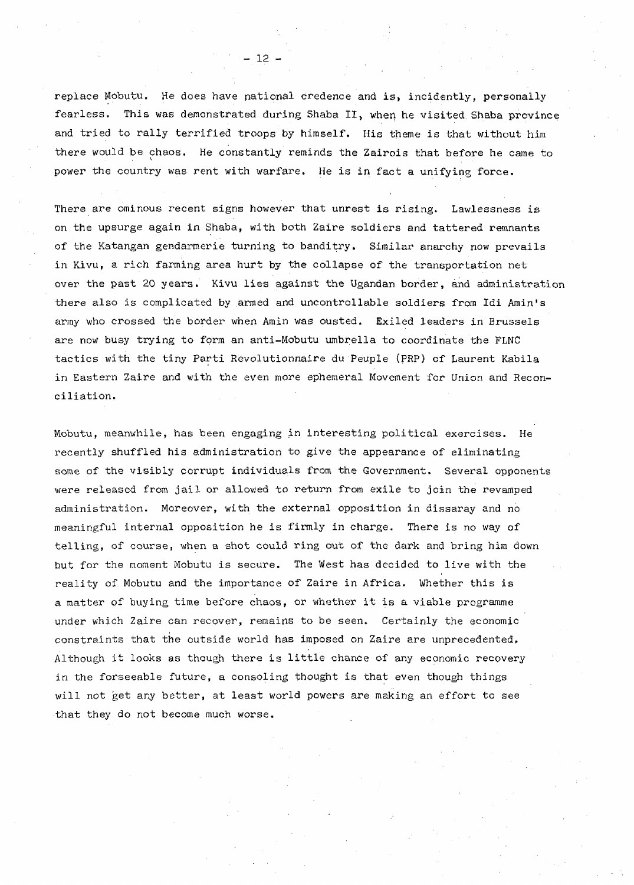replace Mobutu. He does have national credence and is, incidently, personally fearless. This was demonstrated during Shaba II, when he visited Shaba province and tried to rally terrified troops by himself. His theme is that without him there would be chaos. He constantly reminds the Zairois that before he came to power the country was rent with warfare. He is in fact a unifying force.

There are ominous recent signs however that unrest is rising. Lawlessness is on the upsurge again in Shaba, with both Zaire soldiers and tattered remnants of the Katangan gendarmerie turning to banditry. Similar anarchy now prevails in Kivu, a rich farming area hurt by the collapse of the transportation net over the past 20 years. Kivu lies against the Ugandan border, and administration there also is complicated by armed and uncontrollable soldiers from Idi Amin's army who crossed the border when Amin was ousted. Exiled leaders in Brussels are now busy trying to form an anti-Mobutu umbrella to coordinate the FLNC tactics with the tiny Parti Revolutionnaire du Peuple (PRP) of Laurent Kabila in Eastern Zaire and with the even more ephemeral Movement for Union and Reconciliation.

Mobutu, meanwhile, has been engaging in interesting political exercises. He recently shuffled his administration to give the appearance of eliminating some of the visibly corrupt individuals from the Government. Several opponents were released from jail or allowed to return from exile to join the revamped administration. Moreover, with the external opposition in dissaray and no meaningful internal opposition he is firmly in charge. There is no way of telling, of course, when a shot could ring out of the dark and bring him down but for the moment Mobutu is secure. The West has decided to live with the reality of Mobutu and the importance of Zaire in Africa. Whether this is a matter of buying time before chaos, or whether it is a viable programme under which Zaire can recover, remains to be seen. Certainly the economic constraints that the outside world has imposed on Zaire are unprecedented. Although it looks as though there is little chance of any economic recovery in the forseeable future, a consoling thought is that even though things will not get any better, at least world powers are making an effort to see that they do not become much worse.